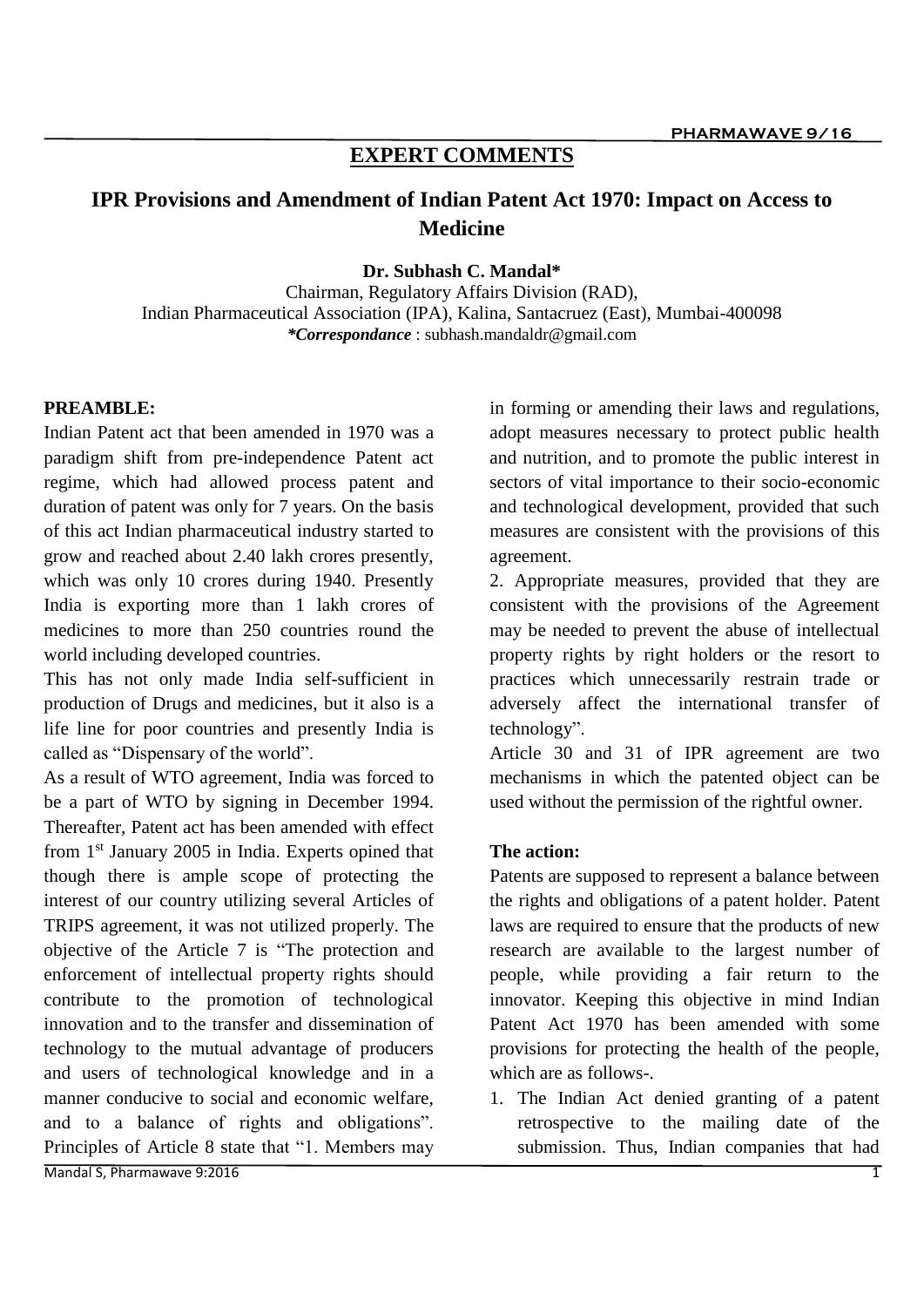## EXPERT COMMENTS

# IPR Provisions and Amendment of Indian Patent Act 1970: Impact on Access to Medicine

**Dr. Subhash C. Mandal***

Chairman, Regulatory Affairs Division (RAD),
Indian Pharmaceutical Association (IPA), Kalina, Santacruez (East), Mumbai-400098
***Correspondance*** : subhash.mandaldr@gmail.com

**PREAMBLE:**

Indian Patent act that been amended in 1970 was a paradigm shift from pre-independence Patent act regime, which had allowed process patent and duration of patent was only for 7 years. On the basis of this act Indian pharmaceutical industry started to grow and reached about 2.40 lakh crores presently, which was only 10 crores during 1940. Presently India is exporting more than 1 lakh crores of medicines to more than 250 countries round the world including developed countries.

This has not only made India self-sufficient in production of Drugs and medicines, but it also is a life line for poor countries and presently India is called as "Dispensary of the world".

As a result of WTO agreement, India was forced to be a part of WTO by signing in December 1994. Thereafter, Patent act has been amended with effect from 1st January 2005 in India. Experts opined that though there is ample scope of protecting the interest of our country utilizing several Articles of TRIPS agreement, it was not utilized properly. The objective of the Article 7 is "The protection and enforcement of intellectual property rights should contribute to the promotion of technological innovation and to the transfer and dissemination of technology to the mutual advantage of producers and users of technological knowledge and in a manner conducive to social and economic welfare, and to a balance of rights and obligations". Principles of Article 8 state that "1. Members may in forming or amending their laws and regulations, adopt measures necessary to protect public health and nutrition, and to promote the public interest in sectors of vital importance to their socio-economic and technological development, provided that such measures are consistent with the provisions of this agreement.

2. Appropriate measures, provided that they are consistent with the provisions of the Agreement may be needed to prevent the abuse of intellectual property rights by right holders or the resort to practices which unnecessarily restrain trade or adversely affect the international transfer of technology".

Article 30 and 31 of IPR agreement are two mechanisms in which the patented object can be used without the permission of the rightful owner.

**The action:**

Patents are supposed to represent a balance between the rights and obligations of a patent holder. Patent laws are required to ensure that the products of new research are available to the largest number of people, while providing a fair return to the innovator. Keeping this objective in mind Indian Patent Act 1970 has been amended with some provisions for protecting the health of the people, which are as follows-.

1. The Indian Act denied granting of a patent retrospective to the mailing date of the submission. Thus, Indian companies that had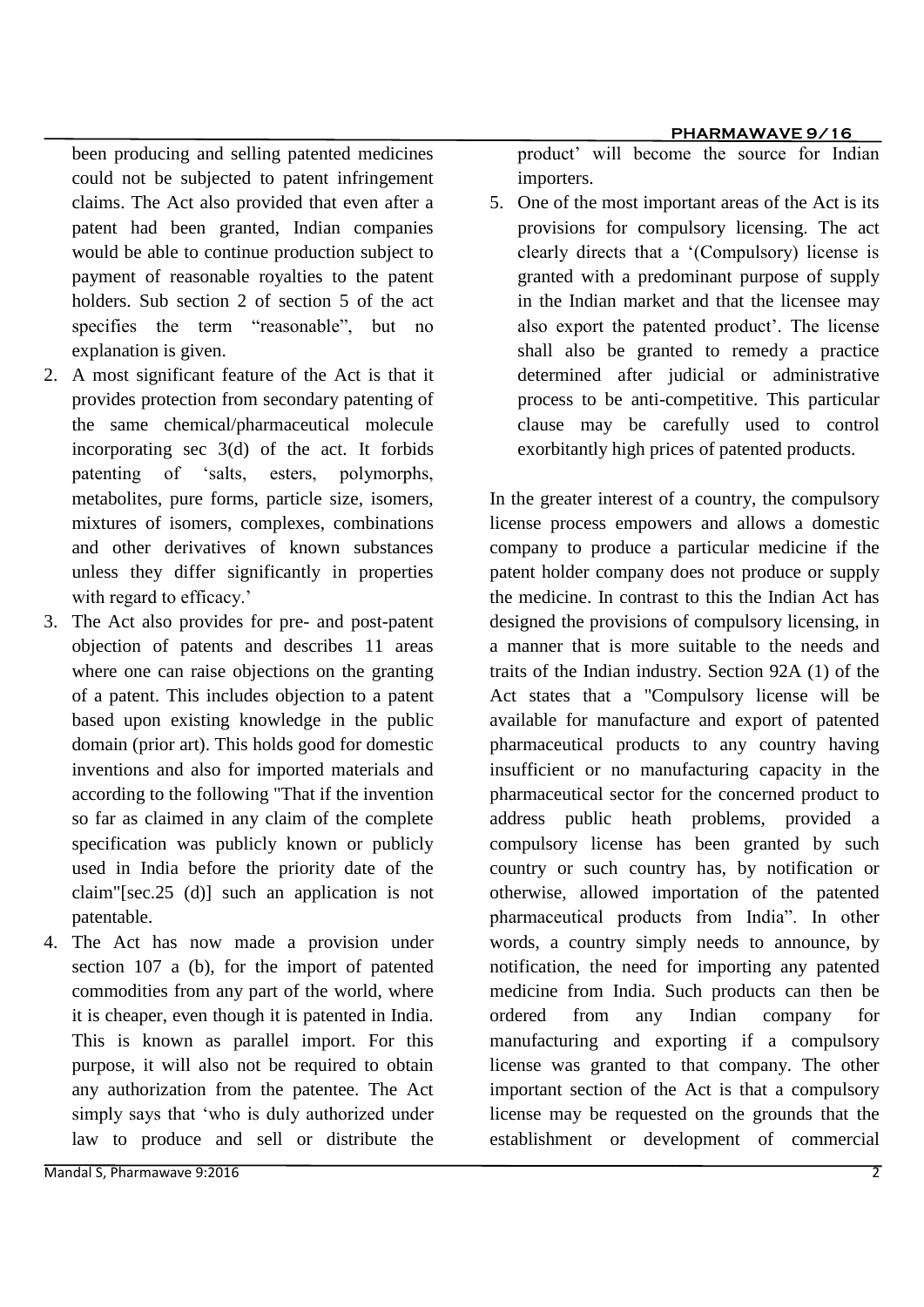been producing and selling patented medicines could not be subjected to patent infringement claims. The Act also provided that even after a patent had been granted, Indian companies would be able to continue production subject to payment of reasonable royalties to the patent holders. Sub section 2 of section 5 of the act specifies the term "reasonable", but no explanation is given.

2. A most significant feature of the Act is that it provides protection from secondary patenting of the same chemical/pharmaceutical molecule incorporating sec 3(d) of the act. It forbids patenting of 'salts, esters, polymorphs, metabolites, pure forms, particle size, isomers, mixtures of isomers, complexes, combinations and other derivatives of known substances unless they differ significantly in properties with regard to efficacy.'
3. The Act also provides for pre- and post-patent objection of patents and describes 11 areas where one can raise objections on the granting of a patent. This includes objection to a patent based upon existing knowledge in the public domain (prior art). This holds good for domestic inventions and also for imported materials and according to the following "That if the invention so far as claimed in any claim of the complete specification was publicly known or publicly used in India before the priority date of the claim"[sec.25 (d)] such an application is not patentable.
4. The Act has now made a provision under section 107 a (b), for the import of patented commodities from any part of the world, where it is cheaper, even though it is patented in India. This is known as parallel import. For this purpose, it will also not be required to obtain any authorization from the patentee. The Act simply says that 'who is duly authorized under law to produce and sell or distribute the product' will become the source for Indian importers.
5. One of the most important areas of the Act is its provisions for compulsory licensing. The act clearly directs that a '(Compulsory) license is granted with a predominant purpose of supply in the Indian market and that the licensee may also export the patented product'. The license shall also be granted to remedy a practice determined after judicial or administrative process to be anti-competitive. This particular clause may be carefully used to control exorbitantly high prices of patented products.

In the greater interest of a country, the compulsory license process empowers and allows a domestic company to produce a particular medicine if the patent holder company does not produce or supply the medicine. In contrast to this the Indian Act has designed the provisions of compulsory licensing, in a manner that is more suitable to the needs and traits of the Indian industry. Section 92A (1) of the Act states that a "Compulsory license will be available for manufacture and export of patented pharmaceutical products to any country having insufficient or no manufacturing capacity in the pharmaceutical sector for the concerned product to address public heath problems, provided a compulsory license has been granted by such country or such country has, by notification or otherwise, allowed importation of the patented pharmaceutical products from India". In other words, a country simply needs to announce, by notification, the need for importing any patented medicine from India. Such products can then be ordered from any Indian company for manufacturing and exporting if a compulsory license was granted to that company. The other important section of the Act is that a compulsory license may be requested on the grounds that the establishment or development of commercial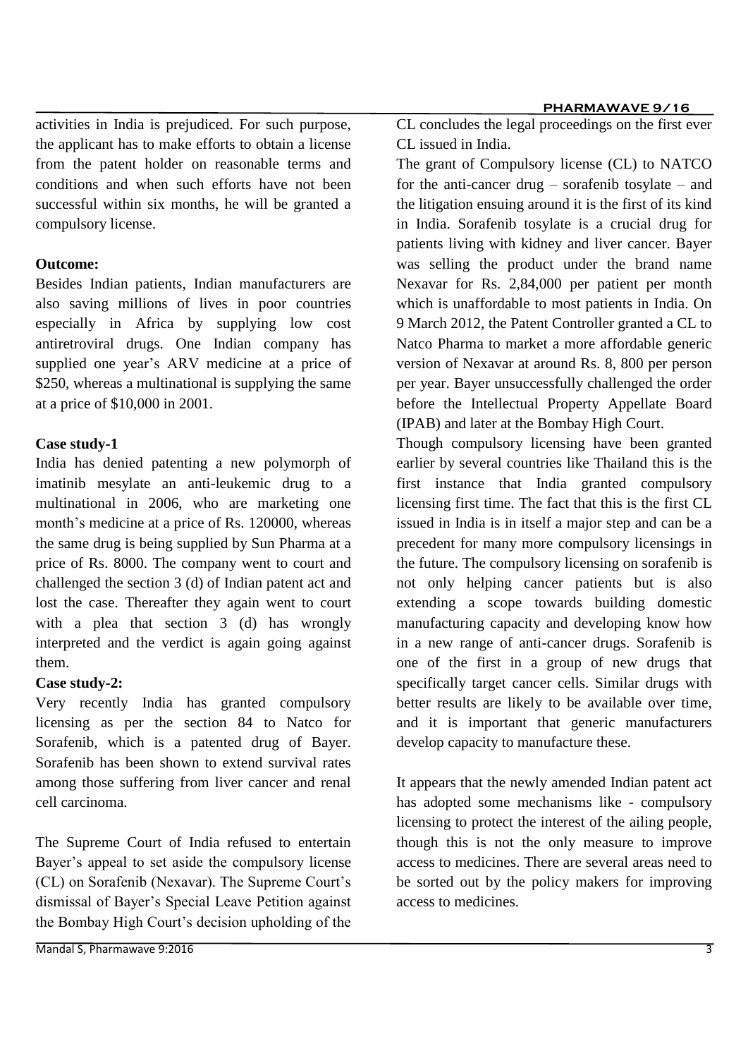activities in India is prejudiced. For such purpose, the applicant has to make efforts to obtain a license from the patent holder on reasonable terms and conditions and when such efforts have not been successful within six months, he will be granted a compulsory license.

**Outcome:**

Besides Indian patients, Indian manufacturers are also saving millions of lives in poor countries especially in Africa by supplying low cost antiretroviral drugs. One Indian company has supplied one year's ARV medicine at a price of $250, whereas a multinational is supplying the same at a price of $10,000 in 2001.

**Case study-1**

India has denied patenting a new polymorph of imatinib mesylate an anti-leukemic drug to a multinational in 2006, who are marketing one month's medicine at a price of Rs. 120000, whereas the same drug is being supplied by Sun Pharma at a price of Rs. 8000. The company went to court and challenged the section 3 (d) of Indian patent act and lost the case. Thereafter they again went to court with a plea that section 3 (d) has wrongly interpreted and the verdict is again going against them.

**Case study-2:**

Very recently India has granted compulsory licensing as per the section 84 to Natco for Sorafenib, which is a patented drug of Bayer. Sorafenib has been shown to extend survival rates among those suffering from liver cancer and renal cell carcinoma.

The Supreme Court of India refused to entertain Bayer's appeal to set aside the compulsory license (CL) on Sorafenib (Nexavar). The Supreme Court's dismissal of Bayer's Special Leave Petition against the Bombay High Court's decision upholding of the CL concludes the legal proceedings on the first ever CL issued in India.

The grant of Compulsory license (CL) to NATCO for the anti-cancer drug – sorafenib tosylate – and the litigation ensuing around it is the first of its kind in India. Sorafenib tosylate is a crucial drug for patients living with kidney and liver cancer. Bayer was selling the product under the brand name Nexavar for Rs. 2,84,000 per patient per month which is unaffordable to most patients in India. On 9 March 2012, the Patent Controller granted a CL to Natco Pharma to market a more affordable generic version of Nexavar at around Rs. 8, 800 per person per year. Bayer unsuccessfully challenged the order before the Intellectual Property Appellate Board (IPAB) and later at the Bombay High Court.

Though compulsory licensing have been granted earlier by several countries like Thailand this is the first instance that India granted compulsory licensing first time. The fact that this is the first CL issued in India is in itself a major step and can be a precedent for many more compulsory licensings in the future. The compulsory licensing on sorafenib is not only helping cancer patients but is also extending a scope towards building domestic manufacturing capacity and developing know how in a new range of anti-cancer drugs. Sorafenib is one of the first in a group of new drugs that specifically target cancer cells. Similar drugs with better results are likely to be available over time, and it is important that generic manufacturers develop capacity to manufacture these.

It appears that the newly amended Indian patent act has adopted some mechanisms like - compulsory licensing to protect the interest of the ailing people, though this is not the only measure to improve access to medicines. There are several areas need to be sorted out by the policy makers for improving access to medicines.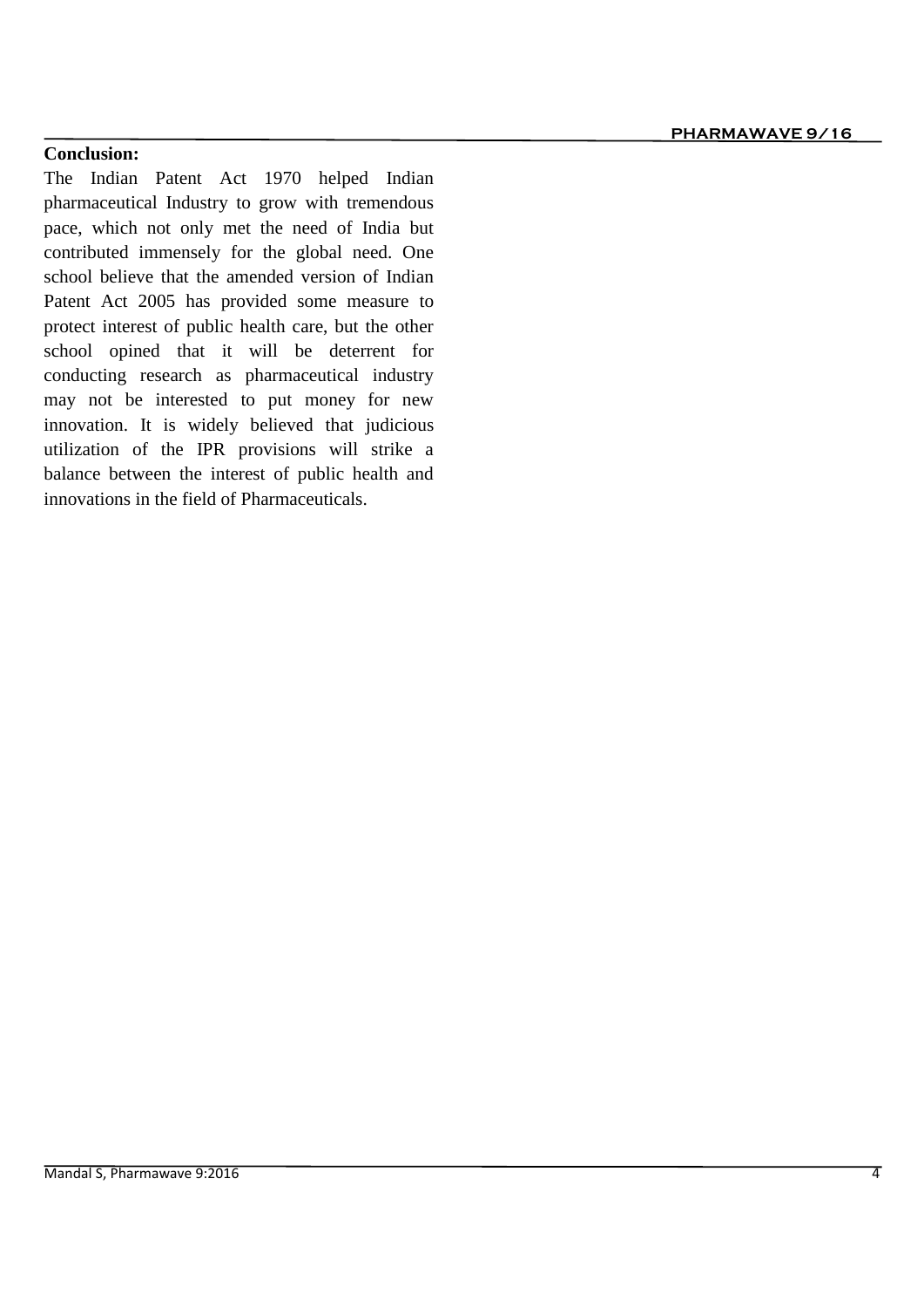**Conclusion:**

The Indian Patent Act 1970 helped Indian pharmaceutical Industry to grow with tremendous pace, which not only met the need of India but contributed immensely for the global need. One school believe that the amended version of Indian Patent Act 2005 has provided some measure to protect interest of public health care, but the other school opined that it will be deterrent for conducting research as pharmaceutical industry may not be interested to put money for new innovation. It is widely believed that judicious utilization of the IPR provisions will strike a balance between the interest of public health and innovations in the field of Pharmaceuticals.